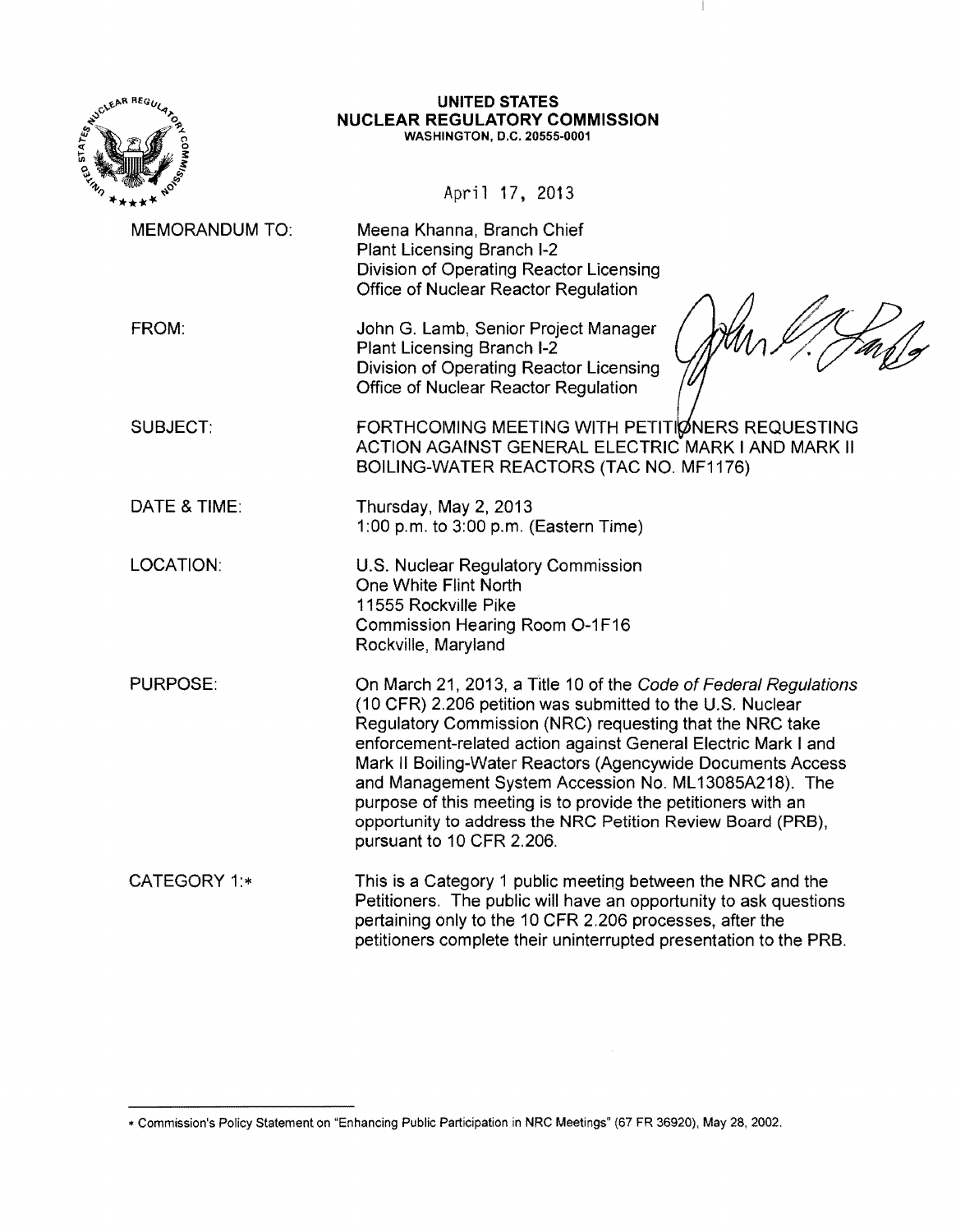**UNITED STATES**
**NUCLEAR REGULATORY COMMISSION**
**WASHINGTON, D.C. 20555-0001**

April 17, 2013

MEMORANDUM TO: Meena Khanna, Branch Chief
Plant Licensing Branch I-2
Division of Operating Reactor Licensing
Office of Nuclear Reactor Regulation

FROM: John G. Lamb, Senior Project Manager
Plant Licensing Branch I-2
Division of Operating Reactor Licensing
Office of Nuclear Reactor Regulation

SUBJECT: FORTHCOMING MEETING WITH PETITIONERS REQUESTING ACTION AGAINST GENERAL ELECTRIC MARK I AND MARK II BOILING-WATER REACTORS (TAC NO. MF1176)

DATE & TIME: Thursday, May 2, 2013
1:00 p.m. to 3:00 p.m. (Eastern Time)

LOCATION: U.S. Nuclear Regulatory Commission
One White Flint North
11555 Rockville Pike
Commission Hearing Room O-1F16
Rockville, Maryland

PURPOSE: On March 21, 2013, a Title 10 of the *Code of Federal Regulations* (10 CFR) 2.206 petition was submitted to the U.S. Nuclear Regulatory Commission (NRC) requesting that the NRC take enforcement-related action against General Electric Mark I and Mark II Boiling-Water Reactors (Agencywide Documents Access and Management System Accession No. ML13085A218). The purpose of this meeting is to provide the petitioners with an opportunity to address the NRC Petition Review Board (PRB), pursuant to 10 CFR 2.206.

CATEGORY 1:* This is a Category 1 public meeting between the NRC and the Petitioners. The public will have an opportunity to ask questions pertaining only to the 10 CFR 2.206 processes, after the petitioners complete their uninterrupted presentation to the PRB.

---

* Commission's Policy Statement on "Enhancing Public Participation in NRC Meetings" (67 FR 36920), May 28, 2002.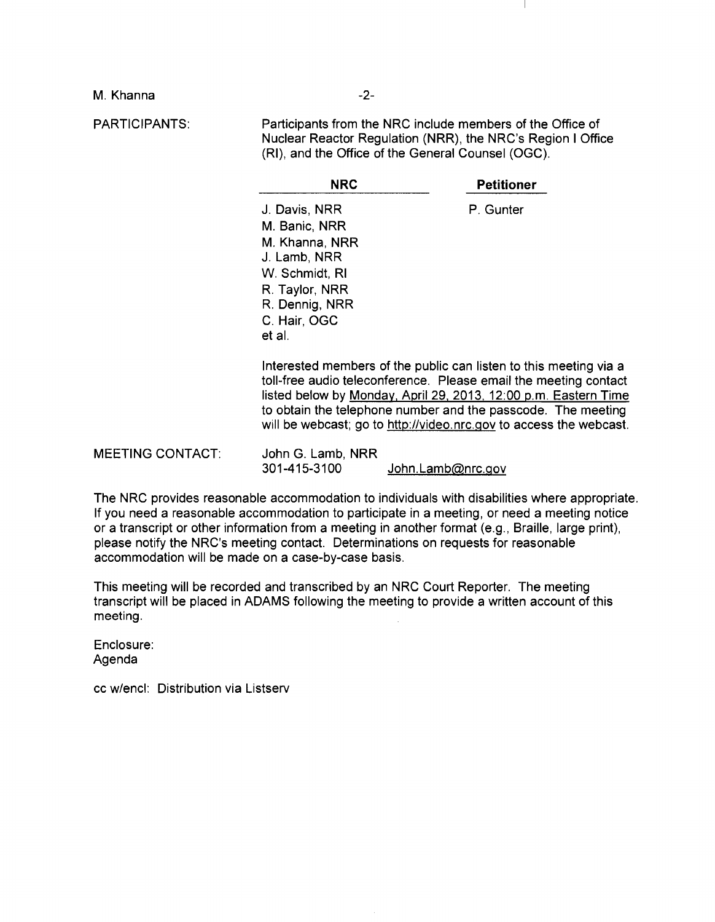PARTICIPANTS: Participants from the NRC include members of the Office of Nuclear Reactor Regulation (NRR), the NRC's Region I Office (RI), and the Office of the General Counsel (OGC).

| **NRC** | **Petitioner** |
|---|---|
| J. Davis, NRR | P. Gunter |
| M. Banic, NRR | |
| M. Khanna, NRR | |
| J. Lamb, NRR | |
| W. Schmidt, RI | |
| R. Taylor, NRR | |
| R. Dennig, NRR | |
| C. Hair, OGC | |
| et al. | |

Interested members of the public can listen to this meeting via a toll-free audio teleconference. Please email the meeting contact listed below by Monday, April 29, 2013, 12:00 p.m. Eastern Time to obtain the telephone number and the passcode. The meeting will be webcast; go to http://video.nrc.gov to access the webcast.

MEETING CONTACT: John G. Lamb, NRR
301-415-3100 John.Lamb@nrc.gov

The NRC provides reasonable accommodation to individuals with disabilities where appropriate. If you need a reasonable accommodation to participate in a meeting, or need a meeting notice or a transcript or other information from a meeting in another format (e.g., Braille, large print), please notify the NRC's meeting contact. Determinations on requests for reasonable accommodation will be made on a case-by-case basis.

This meeting will be recorded and transcribed by an NRC Court Reporter. The meeting transcript will be placed in ADAMS following the meeting to provide a written account of this meeting.

Enclosure:
Agenda

cc w/encl: Distribution via Listserv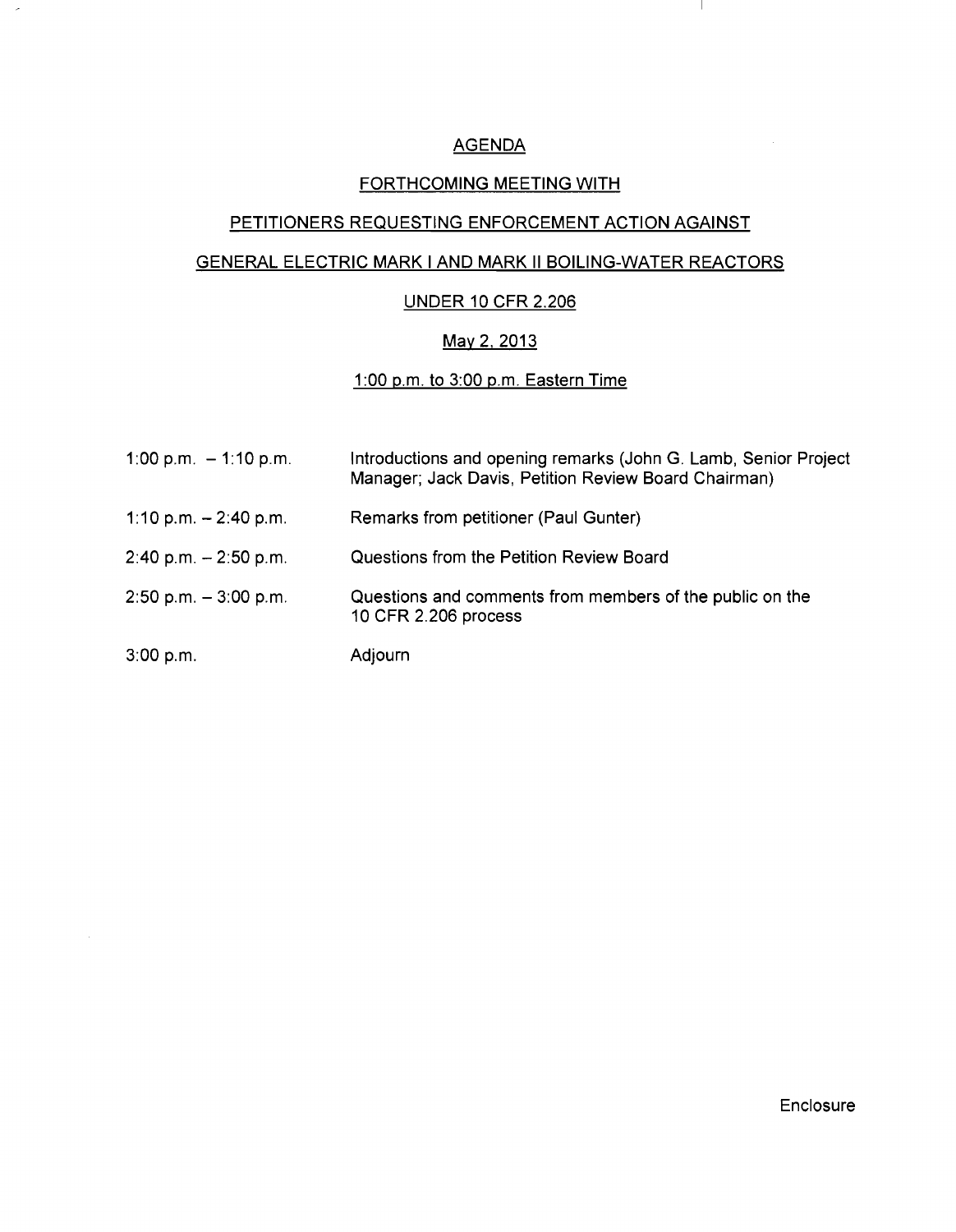# AGENDA

## FORTHCOMING MEETING WITH

## PETITIONERS REQUESTING ENFORCEMENT ACTION AGAINST

## GENERAL ELECTRIC MARK I AND MARK II BOILING-WATER REACTORS

## UNDER 10 CFR 2.206

## May 2, 2013

## 1:00 p.m. to 3:00 p.m. Eastern Time

| | |
|---|---|
| 1:00 p.m. – 1:10 p.m. | Introductions and opening remarks (John G. Lamb, Senior Project Manager; Jack Davis, Petition Review Board Chairman) |
| 1:10 p.m. – 2:40 p.m. | Remarks from petitioner (Paul Gunter) |
| 2:40 p.m. – 2:50 p.m. | Questions from the Petition Review Board |
| 2:50 p.m. – 3:00 p.m. | Questions and comments from members of the public on the 10 CFR 2.206 process |
| 3:00 p.m. | Adjourn |

Enclosure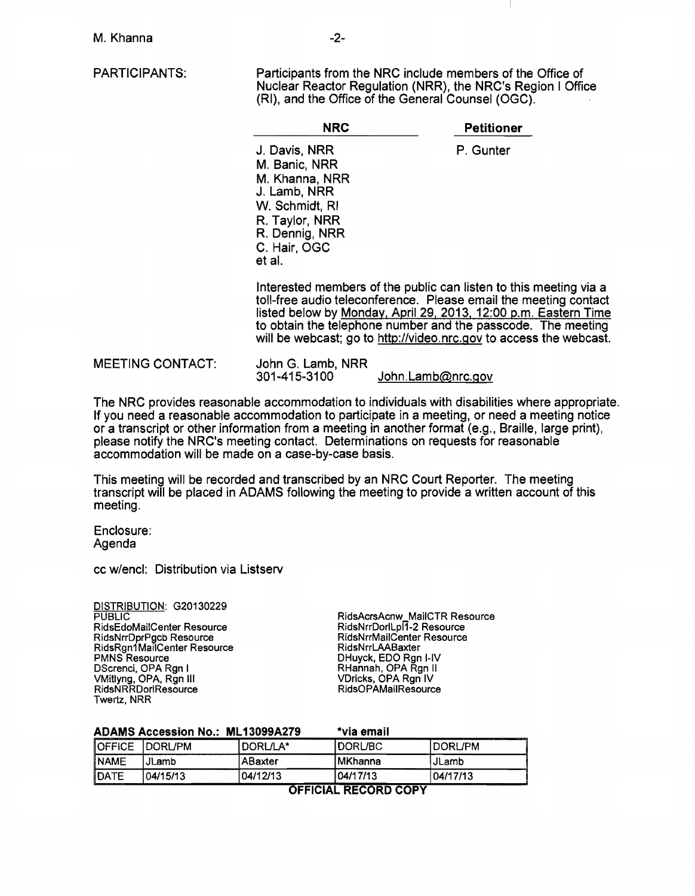PARTICIPANTS: Participants from the NRC include members of the Office of Nuclear Reactor Regulation (NRR), the NRC's Region I Office (RI), and the Office of the General Counsel (OGC).

| NRC | Petitioner |
|---|---|
| J. Davis, NRR | P. Gunter |
| M. Banic, NRR | |
| M. Khanna, NRR | |
| J. Lamb, NRR | |
| W. Schmidt, RI | |
| R. Taylor, NRR | |
| R. Dennig, NRR | |
| C. Hair, OGC | |
| et al. | |

Interested members of the public can listen to this meeting via a toll-free audio teleconference. Please email the meeting contact listed below by Monday, April 29, 2013, 12:00 p.m. Eastern Time to obtain the telephone number and the passcode. The meeting will be webcast; go to http://video.nrc.gov to access the webcast.

MEETING CONTACT: John G. Lamb, NRR
301-415-3100 John.Lamb@nrc.gov

The NRC provides reasonable accommodation to individuals with disabilities where appropriate. If you need a reasonable accommodation to participate in a meeting, or need a meeting notice or a transcript or other information from a meeting in another format (e.g., Braille, large print), please notify the NRC's meeting contact. Determinations on requests for reasonable accommodation will be made on a case-by-case basis.

This meeting will be recorded and transcribed by an NRC Court Reporter. The meeting transcript will be placed in ADAMS following the meeting to provide a written account of this meeting.

Enclosure:
Agenda

cc w/encl: Distribution via Listserv

DISTRIBUTION: G20130229
PUBLIC
RidsEdoMailCenter Resource
RidsNrrDprPgcb Resource
RidsRgn1MailCenter Resource
PMNS Resource
DScrenci, OPA Rgn I
VMitlyng, OPA, Rgn III
RidsNRRDorlResource
Twertz, NRR
RidsAcrsAcnw_MailCTR Resource
RidsNrrDorlLpl1-2 Resource
RidsNrrMailCenter Resource
RidsNrrLAABaxter
DHuyck, EDO Rgn I-IV
RHannah, OPA Rgn II
VDricks, OPA Rgn IV
RidsOPAMailResource

**ADAMS Accession No.: ML13099A279** *via email

| OFFICE | DORL/PM | DORL/LA* | DORL/BC | DORL/PM |
|---|---|---|---|---|
| NAME | JLamb | ABaxter | MKhanna | JLamb |
| DATE | 04/15/13 | 04/12/13 | 04/17/13 | 04/17/13 |

**OFFICIAL RECORD COPY**